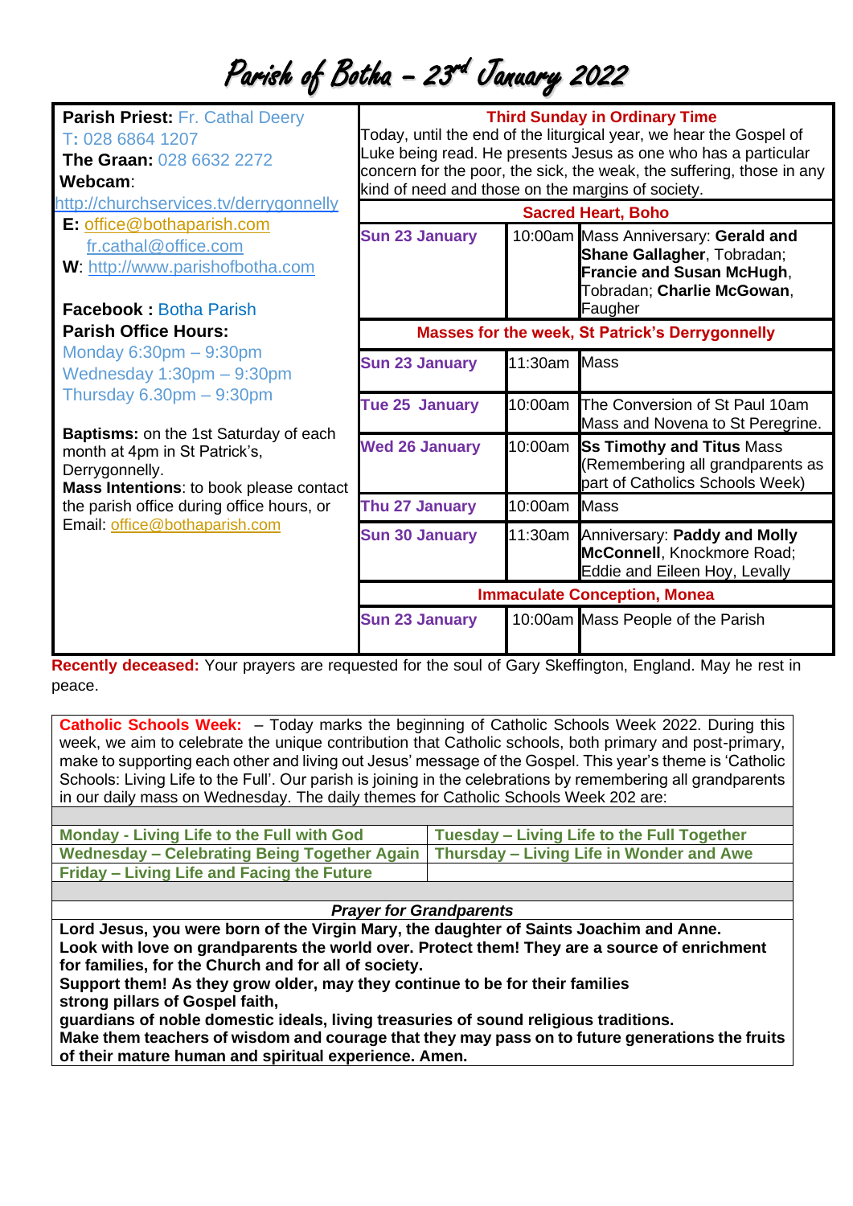# Parish of Botha – 23rd January 2022

**Parish Priest:** Fr. Cathal Deery
T: 028 6864 1207
**The Graan:** 028 6632 2272
**Webcam**:
http://churchservices.tv/derrygonnelly
**E:** office@bothaparish.com
fr.cathal@office.com
**W**: http://www.parishofbotha.com

**Facebook :** Botha Parish
**Parish Office Hours:**
Monday 6:30pm – 9:30pm
Wednesday 1:30pm – 9:30pm
Thursday 6.30pm – 9:30pm

**Baptisms:** on the 1st Saturday of each month at 4pm in St Patrick's, Derrygonnelly.
**Mass Intentions**: to book please contact the parish office during office hours, or Email: office@bothaparish.com

**Third Sunday in Ordinary Time**

Today, until the end of the liturgical year, we hear the Gospel of Luke being read. He presents Jesus as one who has a particular concern for the poor, the sick, the weak, the suffering, those in any kind of need and those on the margins of society.

| **Sacred Heart, Boho** | | |
|---|---|---|
| **Sun 23 January** | 10:00am | Mass Anniversary: **Gerald and Shane Gallagher**, Tobradan; **Francie and Susan McHugh**, Tobradan; **Charlie McGowan**, Faugher |
| **Masses for the week, St Patrick's Derrygonnelly** | | |
| **Sun 23 January** | 11:30am | Mass |
| **Tue 25 January** | 10:00am | The Conversion of St Paul 10am Mass and Novena to St Peregrine. |
| **Wed 26 January** | 10:00am | **Ss Timothy and Titus** Mass (Remembering all grandparents as part of Catholics Schools Week) |
| **Thu 27 January** | 10:00am | Mass |
| **Sun 30 January** | 11:30am | Anniversary: **Paddy and Molly McConnell**, Knockmore Road; Eddie and Eileen Hoy, Levally |
| **Immaculate Conception, Monea** | | |
| **Sun 23 January** | 10:00am | Mass People of the Parish |

**Recently deceased:** Your prayers are requested for the soul of Gary Skeffington, England. May he rest in peace.

**Catholic Schools Week:** – Today marks the beginning of Catholic Schools Week 2022. During this week, we aim to celebrate the unique contribution that Catholic schools, both primary and post-primary, make to supporting each other and living out Jesus' message of the Gospel. This year's theme is 'Catholic Schools: Living Life to the Full'. Our parish is joining in the celebrations by remembering all grandparents in our daily mass on Wednesday. The daily themes for Catholic Schools Week 202 are:

| | |
|---|---|
| **Monday - Living Life to the Full with God** | **Tuesday – Living Life to the Full Together** |
| **Wednesday – Celebrating Being Together Again** | **Thursday – Living Life in Wonder and Awe** |
| **Friday – Living Life and Facing the Future** | |

***Prayer for Grandparents***

**Lord Jesus, you were born of the Virgin Mary, the daughter of Saints Joachim and Anne.**
**Look with love on grandparents the world over. Protect them! They are a source of enrichment for families, for the Church and for all of society.**
**Support them! As they grow older, may they continue to be for their families**
**strong pillars of Gospel faith,**
**guardians of noble domestic ideals, living treasuries of sound religious traditions.**
**Make them teachers of wisdom and courage that they may pass on to future generations the fruits of their mature human and spiritual experience. Amen.**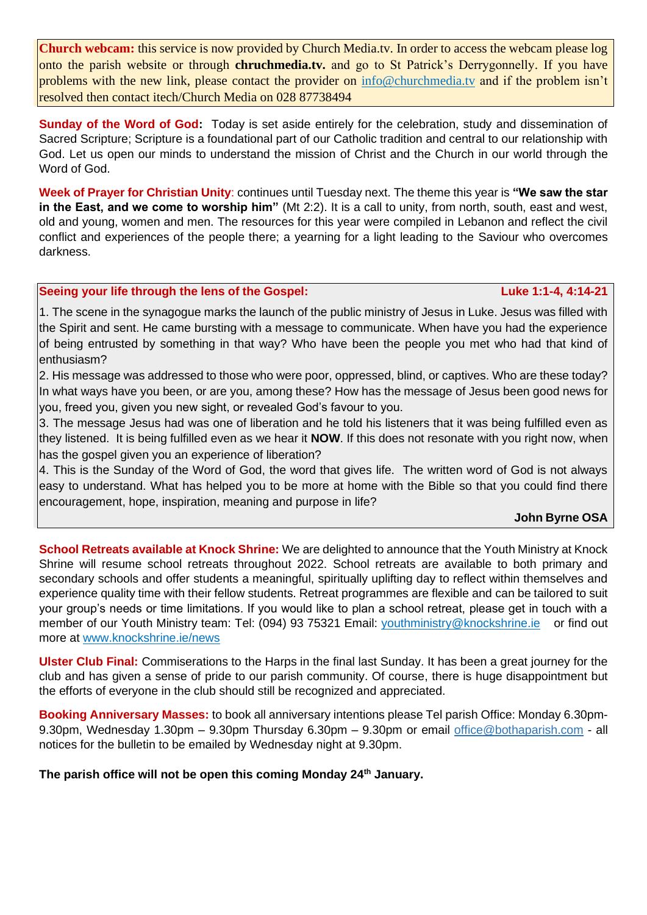**Church webcam:** this service is now provided by Church Media.tv. In order to access the webcam please log onto the parish website or through **chruchmedia.tv.** and go to St Patrick's Derrygonnelly. If you have problems with the new link, please contact the provider on info@churchmedia.tv and if the problem isn't resolved then contact itech/Church Media on 028 87738494

**Sunday of the Word of God:** Today is set aside entirely for the celebration, study and dissemination of Sacred Scripture; Scripture is a foundational part of our Catholic tradition and central to our relationship with God. Let us open our minds to understand the mission of Christ and the Church in our world through the Word of God.

**Week of Prayer for Christian Unity**: continues until Tuesday next. The theme this year is **"We saw the star in the East, and we come to worship him"** (Mt 2:2). It is a call to unity, from north, south, east and west, old and young, women and men. The resources for this year were compiled in Lebanon and reflect the civil conflict and experiences of the people there; a yearning for a light leading to the Saviour who overcomes darkness.

**Seeing your life through the lens of the Gospel:** **Luke 1:1-4, 4:14-21**

1. The scene in the synagogue marks the launch of the public ministry of Jesus in Luke. Jesus was filled with the Spirit and sent. He came bursting with a message to communicate. When have you had the experience of being entrusted by something in that way? Who have been the people you met who had that kind of enthusiasm?
2. His message was addressed to those who were poor, oppressed, blind, or captives. Who are these today? In what ways have you been, or are you, among these? How has the message of Jesus been good news for you, freed you, given you new sight, or revealed God's favour to you.
3. The message Jesus had was one of liberation and he told his listeners that it was being fulfilled even as they listened. It is being fulfilled even as we hear it **NOW**. If this does not resonate with you right now, when has the gospel given you an experience of liberation?
4. This is the Sunday of the Word of God, the word that gives life. The written word of God is not always easy to understand. What has helped you to be more at home with the Bible so that you could find there encouragement, hope, inspiration, meaning and purpose in life?

**John Byrne OSA**

**School Retreats available at Knock Shrine:** We are delighted to announce that the Youth Ministry at Knock Shrine will resume school retreats throughout 2022. School retreats are available to both primary and secondary schools and offer students a meaningful, spiritually uplifting day to reflect within themselves and experience quality time with their fellow students. Retreat programmes are flexible and can be tailored to suit your group's needs or time limitations. If you would like to plan a school retreat, please get in touch with a member of our Youth Ministry team: Tel: (094) 93 75321 Email: youthministry@knockshrine.ie or find out more at www.knockshrine.ie/news

**Ulster Club Final:** Commiserations to the Harps in the final last Sunday. It has been a great journey for the club and has given a sense of pride to our parish community. Of course, there is huge disappointment but the efforts of everyone in the club should still be recognized and appreciated.

**Booking Anniversary Masses:** to book all anniversary intentions please Tel parish Office: Monday 6.30pm-9.30pm, Wednesday 1.30pm – 9.30pm Thursday 6.30pm – 9.30pm or email office@bothaparish.com - all notices for the bulletin to be emailed by Wednesday night at 9.30pm.

**The parish office will not be open this coming Monday 24th January.**